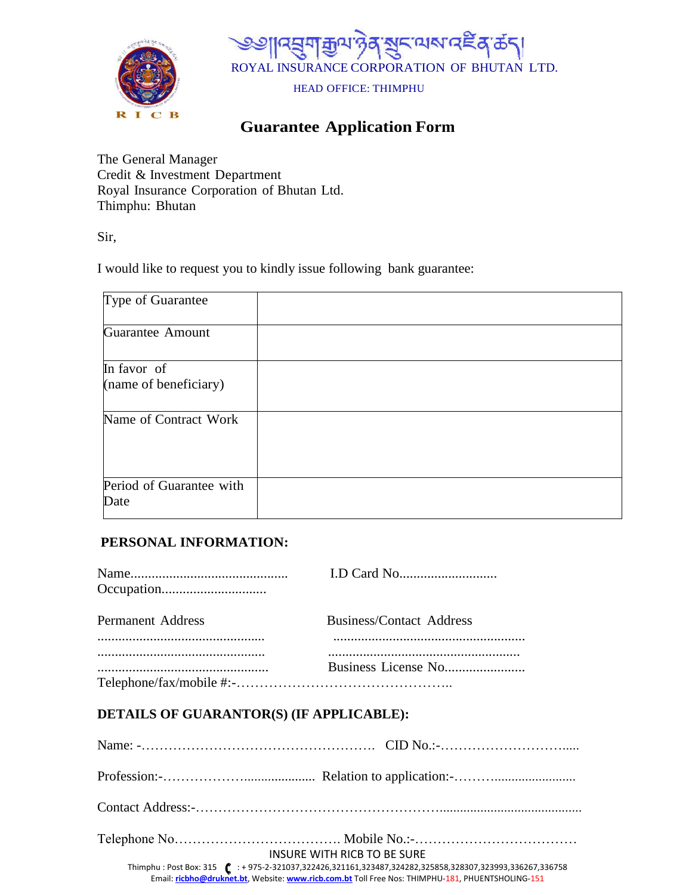ཨོཾ།།འབྲུག་རྒྱལ་ཉེན་སྲུང་ལས་འཛིན་ཚད།

ROYAL INSURANCE CORPORATION OF BHUTAN LTD.

HEAD OFFICE: THIMPHU

# Guarantee Application Form

The General Manager
Credit & Investment Department
Royal Insurance Corporation of Bhutan Ltd.
Thimphu: Bhutan

Sir,

I would like to request you to kindly issue following bank guarantee:

| | |
|---|---|
| Type of Guarantee | |
| Guarantee Amount | |
| In favor of (name of beneficiary) | |
| Name of Contract Work | |
| Period of Guarantee with Date | |

**PERSONAL INFORMATION:**

Name............................................ I.D Card No............................
Occupation..............................

Permanent Address Business/Contact Address
............................................... ......................................................
............................................... ......................................................
................................................ Business License No.......................
Telephone/fax/mobile #:-………………………………………..

**DETAILS OF GUARANTOR(S) (IF APPLICABLE):**

Name: -……………………………………………. CID No.:-……………………….....

Profession:-………………..................... Relation to application:-……….......................

Contact Address:-……………………………………………….........................................

Telephone No………………………………. Mobile No.:-………………………………

INSURE WITH RICB TO BE SURE

Thimphu : Post Box: 315 : + 975-2-321037,322426,321161,323487,324282,325858,328307,323993,336267,336758
Email: ricbho@druknet.bt, Website: www.ricb.com.bt Toll Free Nos: THIMPHU-181, PHUENTSHOLING-151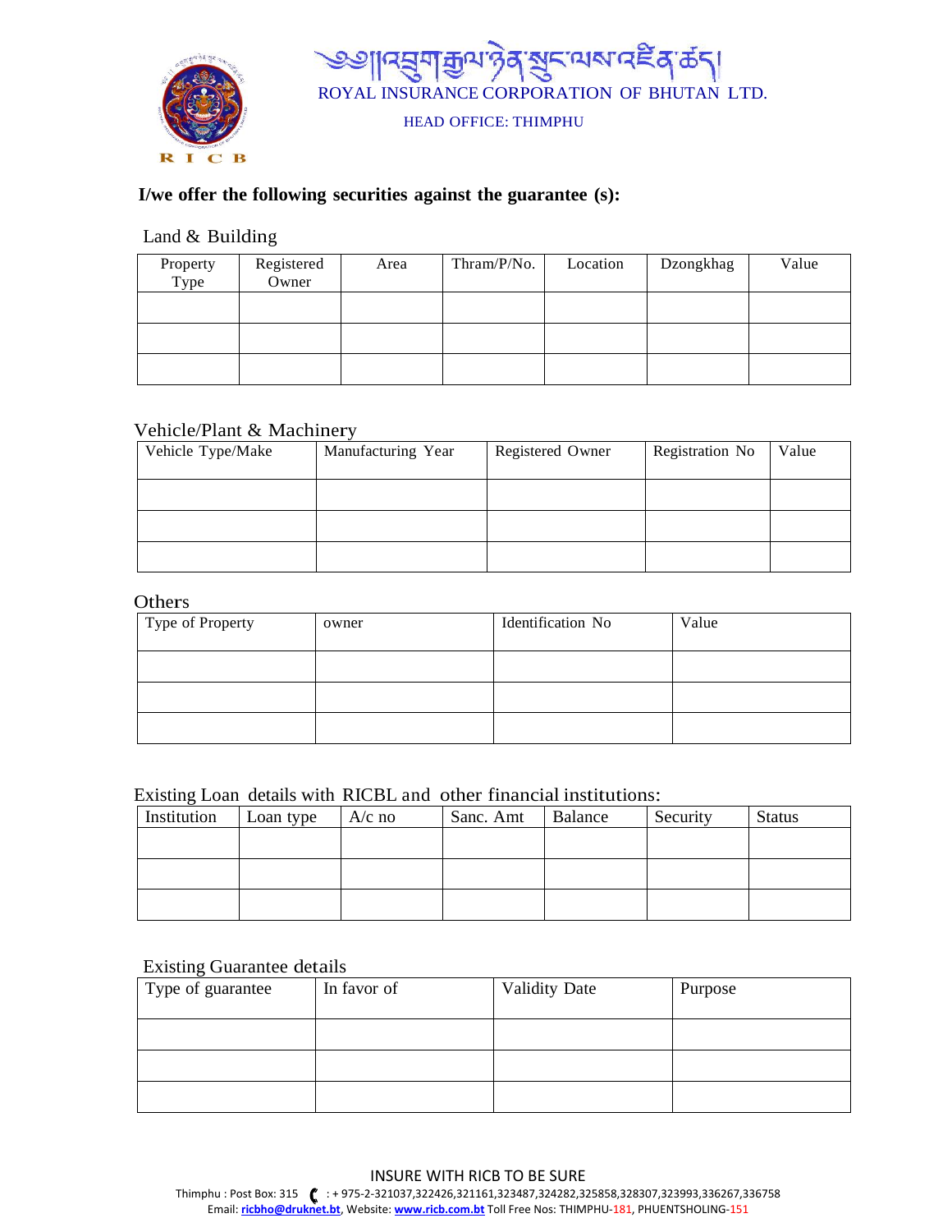ཨ༄༅།།འབྲུག་རྒྱལ་ཉེན་སྲུང་ལས་འཛིན་ཚད།

ROYAL INSURANCE CORPORATION OF BHUTAN LTD.

HEAD OFFICE: THIMPHU

**I/we offer the following securities against the guarantee (s):**

Land & Building

| Property Type | Registered Owner | Area | Thram/P/No. | Location | Dzongkhag | Value |
|---|---|---|---|---|---|---|
| | | | | | | |
| | | | | | | |
| | | | | | | |

Vehicle/Plant & Machinery

| Vehicle Type/Make | Manufacturing Year | Registered Owner | Registration No | Value |
|---|---|---|---|---|
| | | | | |
| | | | | |
| | | | | |

Others

| Type of Property | owner | Identification No | Value |
|---|---|---|---|
| | | | |
| | | | |
| | | | |

Existing Loan details with RICBL and other financial institutions:

| Institution | Loan type | A/c no | Sanc. Amt | Balance | Security | Status |
|---|---|---|---|---|---|---|
| | | | | | | |
| | | | | | | |
| | | | | | | |

Existing Guarantee details

| Type of guarantee | In favor of | Validity Date | Purpose |
|---|---|---|---|
| | | | |
| | | | |
| | | | |

INSURE WITH RICB TO BE SURE

Thimphu : Post Box: 315 : + 975-2-321037,322426,321161,323487,324282,325858,328307,323993,336267,336758
Email: ricbho@druknet.bt, Website: www.ricb.com.bt Toll Free Nos: THIMPHU-181, PHUENTSHOLING-151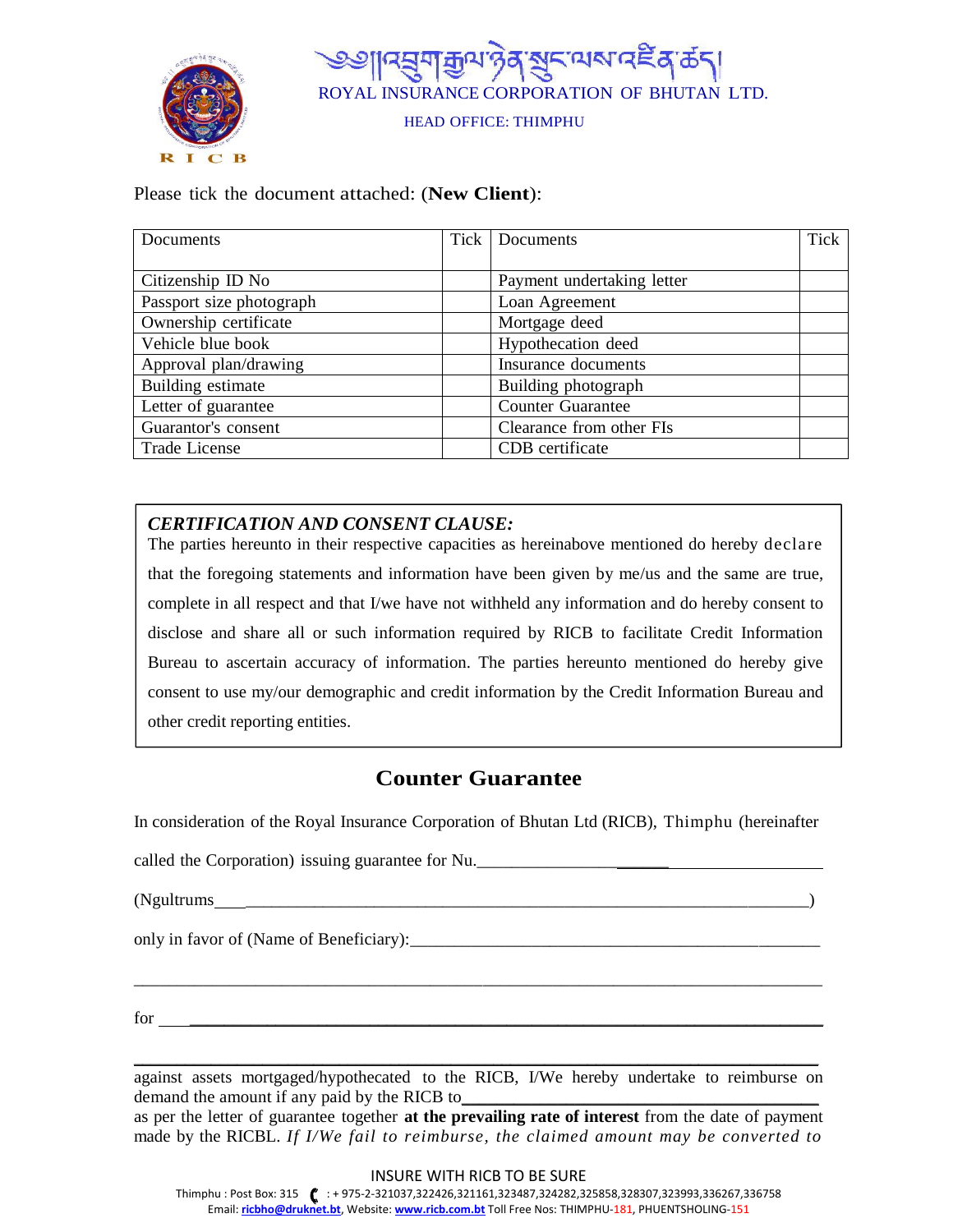# ROYAL INSURANCE CORPORATION OF BHUTAN LTD.

HEAD OFFICE: THIMPHU

Please tick the document attached: (**New Client**):

| Documents | Tick | Documents | Tick |
|---|---|---|---|
| Citizenship ID No | | Payment undertaking letter | |
| Passport size photograph | | Loan Agreement | |
| Ownership certificate | | Mortgage deed | |
| Vehicle blue book | | Hypothecation deed | |
| Approval plan/drawing | | Insurance documents | |
| Building estimate | | Building photograph | |
| Letter of guarantee | | Counter Guarantee | |
| Guarantor's consent | | Clearance from other FIs | |
| Trade License | | CDB certificate | |

***CERTIFICATION AND CONSENT CLAUSE:***
The parties hereunto in their respective capacities as hereinabove mentioned do hereby declare that the foregoing statements and information have been given by me/us and the same are true, complete in all respect and that I/we have not withheld any information and do hereby consent to disclose and share all or such information required by RICB to facilitate Credit Information Bureau to ascertain accuracy of information. The parties hereunto mentioned do hereby give consent to use my/our demographic and credit information by the Credit Information Bureau and other credit reporting entities.

## Counter Guarantee

In consideration of the Royal Insurance Corporation of Bhutan Ltd (RICB), Thimphu (hereinafter called the Corporation) issuing guarantee for Nu.______________________________________

(Ngultrums______________________________________________________________________)

only in favor of (Name of Beneficiary):_______________________________________________

_____________________________________________________________________________

for __________________________________________________________________________

_____________________________________________________________________________

against assets mortgaged/hypothecated to the RICB, I/We hereby undertake to reimburse on demand the amount if any paid by the RICB to______________________________________
as per the letter of guarantee together **at the prevailing rate of interest** from the date of payment made by the RICBL. *If I/We fail to reimburse, the claimed amount may be converted to*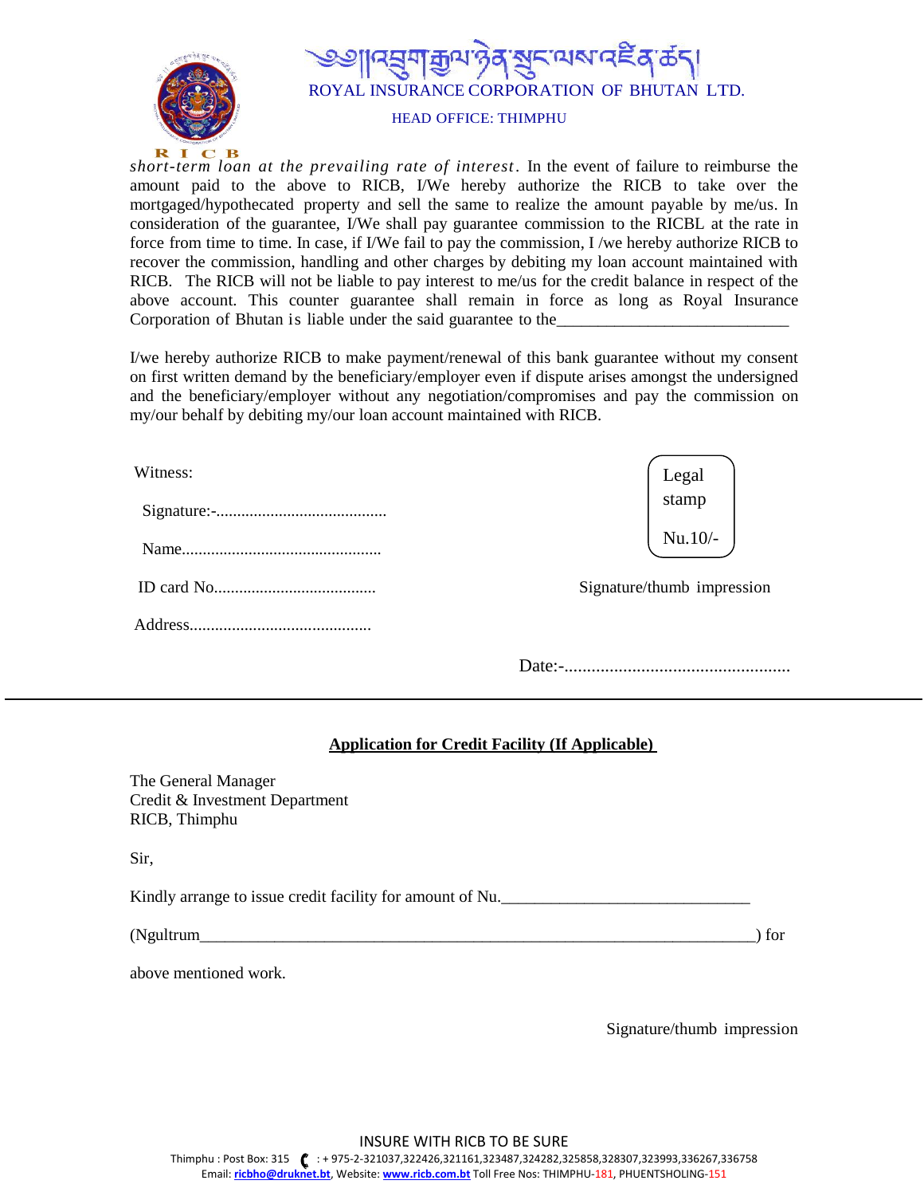short-term loan at the prevailing rate of interest. In the event of failure to reimburse the amount paid to the above to RICB, I/We hereby authorize the RICB to take over the mortgaged/hypothecated property and sell the same to realize the amount payable by me/us. In consideration of the guarantee, I/We shall pay guarantee commission to the RICBL at the rate in force from time to time. In case, if I/We fail to pay the commission, I /we hereby authorize RICB to recover the commission, handling and other charges by debiting my loan account maintained with RICB. The RICB will not be liable to pay interest to me/us for the credit balance in respect of the above account. This counter guarantee shall remain in force as long as Royal Insurance Corporation of Bhutan is liable under the said guarantee to the___________________________

I/we hereby authorize RICB to make payment/renewal of this bank guarantee without my consent on first written demand by the beneficiary/employer even if dispute arises amongst the undersigned and the beneficiary/employer without any negotiation/compromises and pay the commission on my/our behalf by debiting my/our loan account maintained with RICB.

Witness:

Signature:-.........................................

Name...............................................

ID card No......................................

Address..........................................

Legal stamp Nu.10/-

Signature/thumb impression

Date:-..................................................

---

## Application for Credit Facility (If Applicable)

The General Manager
Credit & Investment Department
RICB, Thimphu

Sir,

Kindly arrange to issue credit facility for amount of Nu._____________________________

(Ngultrum_________________________________________________________________) for above mentioned work.

Signature/thumb impression